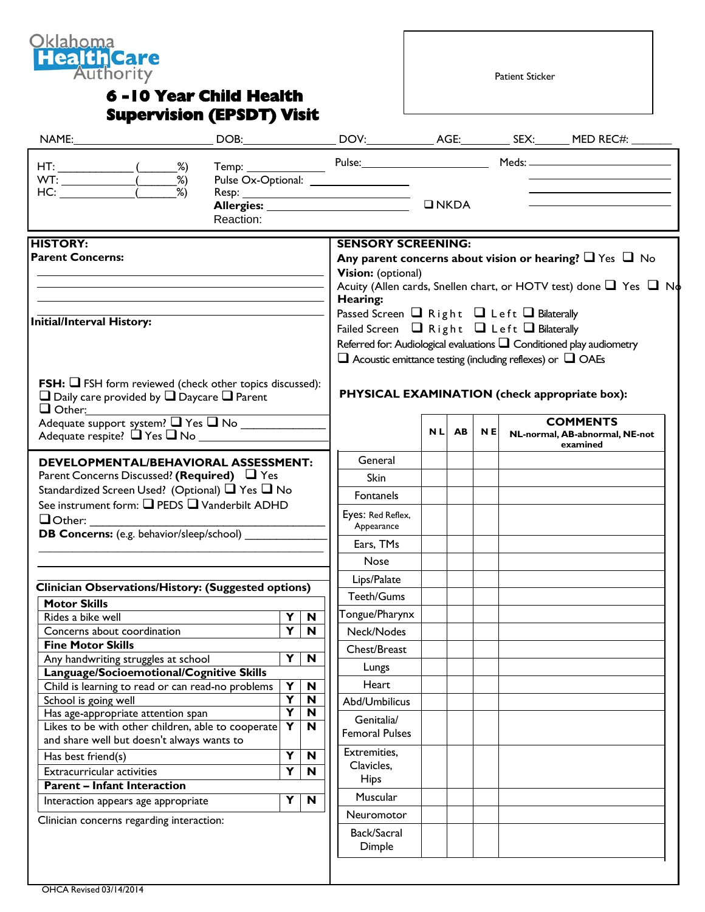Oklahoma Health Care Authority

# 6 -10 Year Child Health Supervision (EPSDT) Visit

Patient Sticker

NAME:______________________ DOB:______________ DOV:__________ AGE:________ SEX:______ MED REC#: _______

HT: ____________ (______%)
WT: ____________ (______%)
HC: ____________ (______%)

Temp: ____________
Pulse Ox-Optional: ____________
Resp: ____________
**Allergies:** ____________ ❑ NKDA
Reaction:

Pulse: ____________

Meds: ____________

**HISTORY:**

**Parent Concerns:**

______________________________________________

______________________________________________

______________________________________________

**Initial/Interval History:**

**FSH:** ❑ FSH form reviewed (check other topics discussed):
❑ Daily care provided by ❑ Daycare ❑ Parent
❑ Other:
Adequate support system? ❑ Yes ❑ No ____________
Adequate respite? ❑ Yes ❑ No ____________

**DEVELOPMENTAL/BEHAVIORAL ASSESSMENT:**
Parent Concerns Discussed? **(Required)** ❑ Yes
Standardized Screen Used? (Optional) ❑ Yes ❑ No
See instrument form: ❑ PEDS ❑ Vanderbilt ADHD
❑ Other: ____________
**DB Concerns:** (e.g. behavior/sleep/school) ____________

______________________________________________

**Clinician Observations/History: (Suggested options)**

| **Motor Skills** | | |
|---|---|---|
| Rides a bike well | Y | N |
| Concerns about coordination | Y | N |
| **Fine Motor Skills** | | |
| Any handwriting struggles at school | Y | N |
| **Language/Socioemotional/Cognitive Skills** | | |
| Child is learning to read or can read-no problems | Y | N |
| School is going well | Y | N |
| Has age-appropriate attention span | Y | N |
| Likes to be with other children, able to cooperate and share well but doesn't always wants to | Y | N |
| Has best friend(s) | Y | N |
| Extracurricular activities | Y | N |
| **Parent – Infant Interaction** | | |
| Interaction appears age appropriate | Y | N |

Clinician concerns regarding interaction:

**SENSORY SCREENING:**
**Any parent concerns about vision or hearing?** ❑ Yes ❑ No
**Vision:** (optional)
Acuity (Allen cards, Snellen chart, or HOTV test) done ❑ Yes ❑ No
**Hearing:**
Passed Screen ❑ Right ❑ Left ❑ Bilaterally
Failed Screen ❑ Right ❑ Left ❑ Bilaterally
Referred for: Audiological evaluations ❑ Conditioned play audiometry
❑ Acoustic emittance testing (including reflexes) or ❑ OAEs

**PHYSICAL EXAMINATION (check appropriate box):**

| | NL | AB | NE | **COMMENTS** NL-normal, AB-abnormal, NE-not examined |
|---|---|---|---|---|
| General | | | | |
| Skin | | | | |
| Fontanels | | | | |
| Eyes: Red Reflex, Appearance | | | | |
| Ears, TMs | | | | |
| Nose | | | | |
| Lips/Palate | | | | |
| Teeth/Gums | | | | |
| Tongue/Pharynx | | | | |
| Neck/Nodes | | | | |
| Chest/Breast | | | | |
| Lungs | | | | |
| Heart | | | | |
| Abd/Umbilicus | | | | |
| Genitalia/ Femoral Pulses | | | | |
| Extremities, Clavicles, Hips | | | | |
| Muscular | | | | |
| Neuromotor | | | | |
| Back/Sacral Dimple | | | | |

OHCA Revised 03/14/2014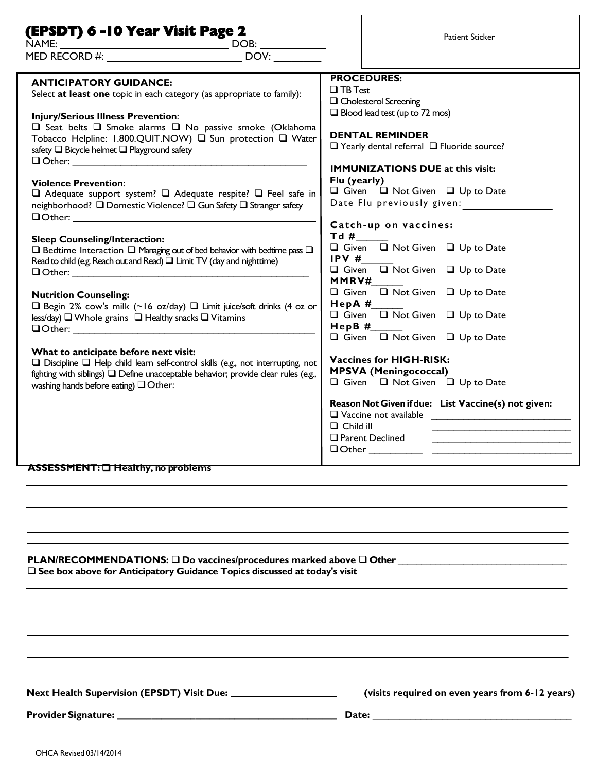# (EPSDT) 6 -10 Year Visit Page 2

NAME: ______________________________ DOB: ____________

MED RECORD #: ______________________ DOV: ________

Patient Sticker

**ANTICIPATORY GUIDANCE:**
Select **at least one** topic in each category (as appropriate to family):

**Injury/Serious Illness Prevention**:
❑ Seat belts ❑ Smoke alarms ❑ No passive smoke (Oklahoma Tobacco Helpline: 1.800.QUIT.NOW) ❑ Sun protection ❑ Water safety ❑ Bicycle helmet ❑ Playground safety
❑ Other: ______________________________________________

**Violence Prevention**:
❑ Adequate support system? ❑ Adequate respite? ❑ Feel safe in neighborhood? ❑ Domestic Violence? ❑ Gun Safety ❑ Stranger safety
❑ Other: ______________________________________________

**Sleep Counseling/Interaction:**
❑ Bedtime Interaction ❑ Managing out of bed behavior with bedtime pass ❑ Read to child (e.g. Reach out and Read) ❑ Limit TV (day and nighttime)
❑ Other: ______________________________________________

**Nutrition Counseling:**
❑ Begin 2% cow's milk (~16 oz/day) ❑ Limit juice/soft drinks (4 oz or less/day) ❑ Whole grains ❑ Healthy snacks ❑ Vitamins
❑ Other: ______________________________________________

**What to anticipate before next visit:**
❑ Discipline ❑ Help child learn self-control skills (e.g., not interrupting, not fighting with siblings) ❑ Define unacceptable behavior; provide clear rules (e.g., washing hands before eating) ❑ Other:

**PROCEDURES:**
❑ TB Test
❑ Cholesterol Screening
❑ Blood lead test (up to 72 mos)

**DENTAL REMINDER**
❑ Yearly dental referral ❑ Fluoride source?

**IMMUNIZATIONS DUE at this visit:**

**Flu (yearly)**
❑ Given ❑ Not Given ❑ Up to Date
Date Flu previously given: ________________

**Catch-up on vaccines:**

**Td #**______
❑ Given ❑ Not Given ❑ Up to Date

**IPV #**______
❑ Given ❑ Not Given ❑ Up to Date

**MMRV#**______
❑ Given ❑ Not Given ❑ Up to Date

**HepA #**______
❑ Given ❑ Not Given ❑ Up to Date

**HepB #**______
❑ Given ❑ Not Given ❑ Up to Date

**Vaccines for HIGH-RISK:**
**MPSVA (Meningococcal)**
❑ Given ❑ Not Given ❑ Up to Date

**Reason Not Given if due: List Vaccine(s) not given:**
❑ Vaccine not available ___________________________
❑ Child ill ___________________________
❑ Parent Declined ___________________________
❑ Other __________ ___________________________

**ASSESSMENT: ❑ Healthy, no problems**

______________________________________________________________________________
______________________________________________________________________________
______________________________________________________________________________
______________________________________________________________________________
______________________________________________________________________________

**PLAN/RECOMMENDATIONS: ❑ Do vaccines/procedures marked above ❑ Other** ________________________________
**❑ See box above for Anticipatory Guidance Topics discussed at today's visit**

______________________________________________________________________________
______________________________________________________________________________
______________________________________________________________________________
______________________________________________________________________________
______________________________________________________________________________
______________________________________________________________________________
______________________________________________________________________________
______________________________________________________________________________
______________________________________________________________________________

**Next Health Supervision (EPSDT) Visit Due:** ____________________ **(visits required on even years from 6-12 years)**

**Provider Signature:** __________________________________________ **Date:** ______________________________________

OHCA Revised 03/14/2014